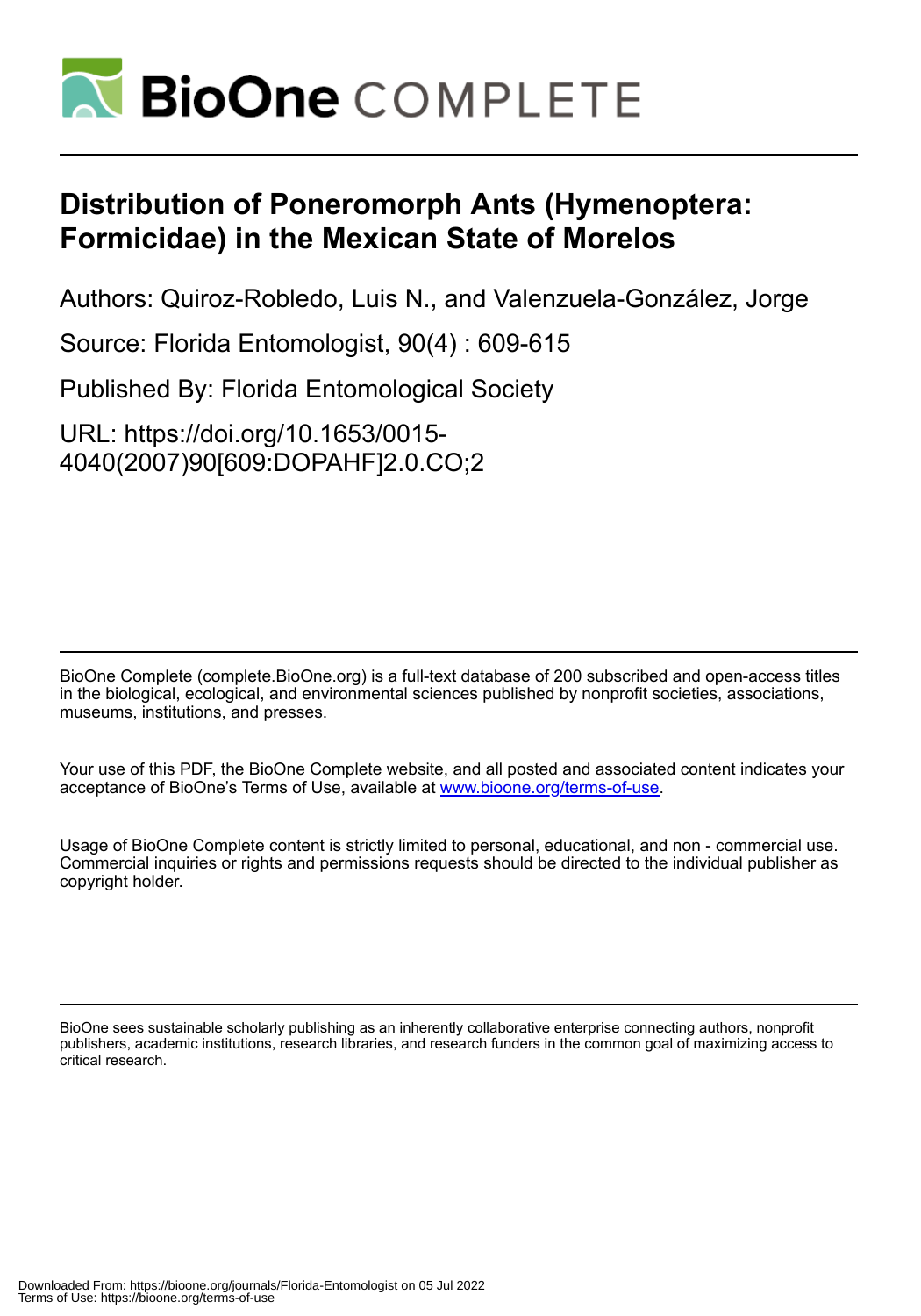# Distribution of Poneromorph Ants (Hymenoptera: Formicidae) in the Mexican State of Morelos

Authors: Quiroz-Robledo, Luis N., and Valenzuela-González, Jorge

Source: Florida Entomologist, 90(4) : 609-615

Published By: Florida Entomological Society

URL: https://doi.org/10.1653/0015-4040(2007)90[609:DOPAHF]2.0.CO;2

BioOne Complete (complete.BioOne.org) is a full-text database of 200 subscribed and open-access titles in the biological, ecological, and environmental sciences published by nonprofit societies, associations, museums, institutions, and presses.

Your use of this PDF, the BioOne Complete website, and all posted and associated content indicates your acceptance of BioOne's Terms of Use, available at www.bioone.org/terms-of-use.

Usage of BioOne Complete content is strictly limited to personal, educational, and non - commercial use. Commercial inquiries or rights and permissions requests should be directed to the individual publisher as copyright holder.

BioOne sees sustainable scholarly publishing as an inherently collaborative enterprise connecting authors, nonprofit publishers, academic institutions, research libraries, and research funders in the common goal of maximizing access to critical research.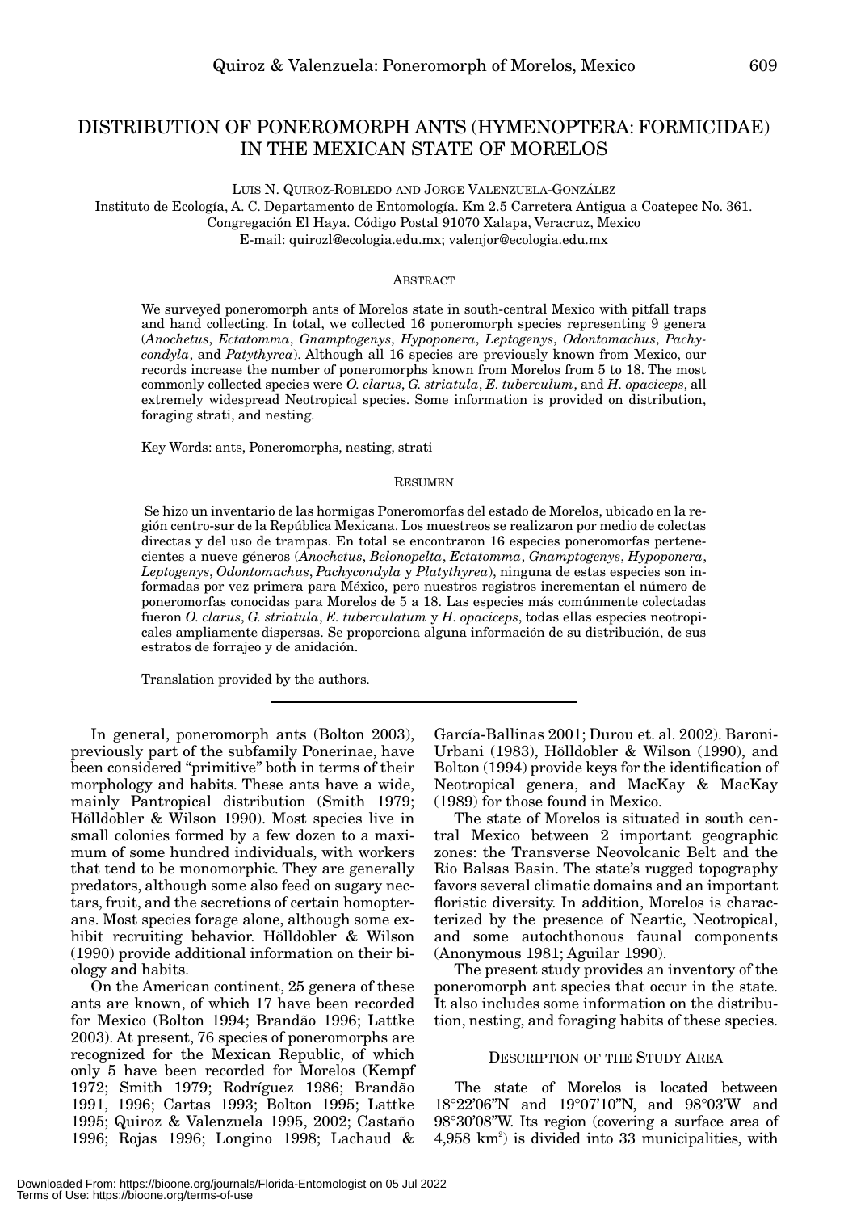# DISTRIBUTION OF PONEROMORPH ANTS (HYMENOPTERA: FORMICIDAE) IN THE MEXICAN STATE OF MORELOS

LUIS N. QUIROZ-ROBLEDO AND JORGE VALENZUELA-GONZÁLEZ

Instituto de Ecología, A. C. Departamento de Entomología. Km 2.5 Carretera Antigua a Coatepec No. 361. Congregación El Haya. Código Postal 91070 Xalapa, Veracruz, Mexico
E-mail: quirozl@ecologia.edu.mx; valenjor@ecologia.edu.mx

## ABSTRACT

We surveyed poneromorph ants of Morelos state in south-central Mexico with pitfall traps and hand collecting. In total, we collected 16 poneromorph species representing 9 genera (*Anochetus*, *Ectatomma*, *Gnamptogenys*, *Hypoponera*, *Leptogenys*, *Odontomachus*, *Pachycondyla*, and *Patythyrea*). Although all 16 species are previously known from Mexico, our records increase the number of poneromorphs known from Morelos from 5 to 18. The most commonly collected species were *O. clarus*, *G. striatula*, *E. tuberculum*, and *H. opaciceps*, all extremely widespread Neotropical species. Some information is provided on distribution, foraging strati, and nesting.

Key Words: ants, Poneromorphs, nesting, strati

## RESUMEN

Se hizo un inventario de las hormigas Poneromorfas del estado de Morelos, ubicado en la región centro-sur de la República Mexicana. Los muestreos se realizaron por medio de colectas directas y del uso de trampas. En total se encontraron 16 especies poneromorfas pertenecientes a nueve géneros (*Anochetus*, *Belonopelta*, *Ectatomma*, *Gnamptogenys*, *Hypoponera*, *Leptogenys*, *Odontomachus*, *Pachycondyla* y *Platythyrea*), ninguna de estas especies son informadas por vez primera para México, pero nuestros registros incrementan el número de poneromorfas conocidas para Morelos de 5 a 18. Las especies más comúnmente colectadas fueron *O. clarus*, *G. striatula*, *E. tuberculatum* y *H. opaciceps*, todas ellas especies neotropicales ampliamente dispersas. Se proporciona alguna información de su distribución, de sus estratos de forrajeo y de anidación.

Translation provided by the authors.

---

In general, poneromorph ants (Bolton 2003), previously part of the subfamily Ponerinae, have been considered "primitive" both in terms of their morphology and habits. These ants have a wide, mainly Pantropical distribution (Smith 1979; Hölldobler & Wilson 1990). Most species live in small colonies formed by a few dozen to a maximum of some hundred individuals, with workers that tend to be monomorphic. They are generally predators, although some also feed on sugary nectars, fruit, and the secretions of certain homopterans. Most species forage alone, although some exhibit recruiting behavior. Hölldobler & Wilson (1990) provide additional information on their biology and habits.

On the American continent, 25 genera of these ants are known, of which 17 have been recorded for Mexico (Bolton 1994; Brandão 1996; Lattke 2003). At present, 76 species of poneromorphs are recognized for the Mexican Republic, of which only 5 have been recorded for Morelos (Kempf 1972; Smith 1979; Rodríguez 1986; Brandão 1991, 1996; Cartas 1993; Bolton 1995; Lattke 1995; Quiroz & Valenzuela 1995, 2002; Castaño 1996; Rojas 1996; Longino 1998; Lachaud & García-Ballinas 2001; Durou et. al. 2002). Baroni-Urbani (1983), Hölldobler & Wilson (1990), and Bolton (1994) provide keys for the identification of Neotropical genera, and MacKay & MacKay (1989) for those found in Mexico.

The state of Morelos is situated in south central Mexico between 2 important geographic zones: the Transverse Neovolcanic Belt and the Rio Balsas Basin. The state's rugged topography favors several climatic domains and an important floristic diversity. In addition, Morelos is characterized by the presence of Neartic, Neotropical, and some autochthonous faunal components (Anonymous 1981; Aguilar 1990).

The present study provides an inventory of the poneromorph ant species that occur in the state. It also includes some information on the distribution, nesting, and foraging habits of these species.

## DESCRIPTION OF THE STUDY AREA

The state of Morelos is located between 18°22'06"N and 19°07'10"N, and 98°03'W and 98°30'08"W. Its region (covering a surface area of 4,958 km$^2$) is divided into 33 municipalities, with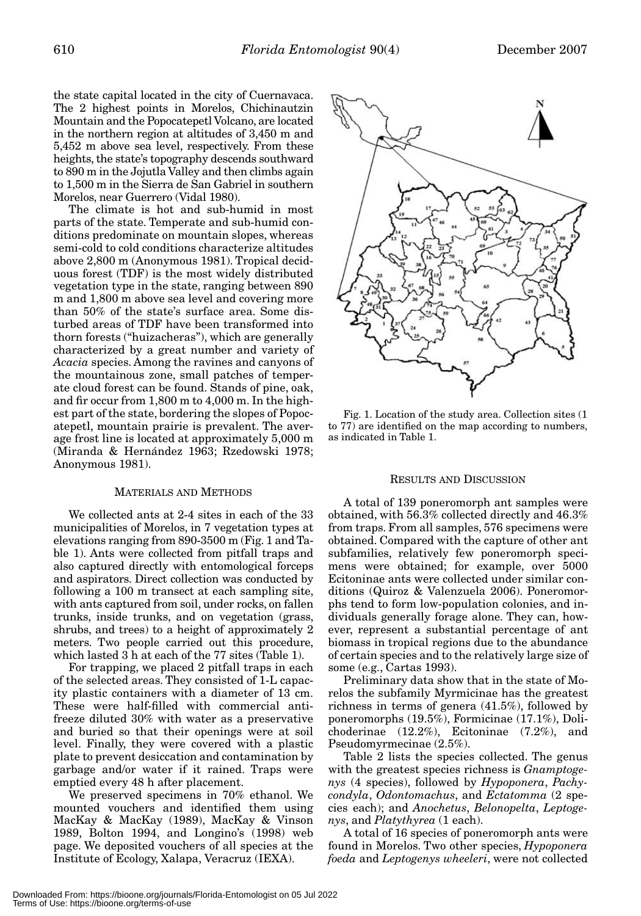the state capital located in the city of Cuernavaca. The 2 highest points in Morelos, Chichinautzin Mountain and the Popocatepetl Volcano, are located in the northern region at altitudes of 3,450 m and 5,452 m above sea level, respectively. From these heights, the state's topography descends southward to 890 m in the Jojutla Valley and then climbs again to 1,500 m in the Sierra de San Gabriel in southern Morelos, near Guerrero (Vidal 1980).

The climate is hot and sub-humid in most parts of the state. Temperate and sub-humid conditions predominate on mountain slopes, whereas semi-cold to cold conditions characterize altitudes above 2,800 m (Anonymous 1981). Tropical deciduous forest (TDF) is the most widely distributed vegetation type in the state, ranging between 890 m and 1,800 m above sea level and covering more than 50% of the state's surface area. Some disturbed areas of TDF have been transformed into thorn forests ("huizacheras"), which are generally characterized by a great number and variety of *Acacia* species. Among the ravines and canyons of the mountainous zone, small patches of temperate cloud forest can be found. Stands of pine, oak, and fir occur from 1,800 m to 4,000 m. In the highest part of the state, bordering the slopes of Popocatepetl, mountain prairie is prevalent. The average frost line is located at approximately 5,000 m (Miranda & Hernández 1963; Rzedowski 1978; Anonymous 1981).

## MATERIALS AND METHODS

We collected ants at 2-4 sites in each of the 33 municipalities of Morelos, in 7 vegetation types at elevations ranging from 890-3500 m (Fig. 1 and Table 1). Ants were collected from pitfall traps and also captured directly with entomological forceps and aspirators. Direct collection was conducted by following a 100 m transect at each sampling site, with ants captured from soil, under rocks, on fallen trunks, inside trunks, and on vegetation (grass, shrubs, and trees) to a height of approximately 2 meters. Two people carried out this procedure, which lasted 3 h at each of the 77 sites (Table 1).

For trapping, we placed 2 pitfall traps in each of the selected areas. They consisted of 1-L capacity plastic containers with a diameter of 13 cm. These were half-filled with commercial antifreeze diluted 30% with water as a preservative and buried so that their openings were at soil level. Finally, they were covered with a plastic plate to prevent desiccation and contamination by garbage and/or water if it rained. Traps were emptied every 48 h after placement.

We preserved specimens in 70% ethanol. We mounted vouchers and identified them using MacKay & MacKay (1989), MacKay & Vinson 1989, Bolton 1994, and Longino's (1998) web page. We deposited vouchers of all species at the Institute of Ecology, Xalapa, Veracruz (IEXA).

Fig. 1. Location of the study area. Collection sites (1 to 77) are identified on the map according to numbers, as indicated in Table 1.

## RESULTS AND DISCUSSION

A total of 139 poneromorph ant samples were obtained, with 56.3% collected directly and 46.3% from traps. From all samples, 576 specimens were obtained. Compared with the capture of other ant subfamilies, relatively few poneromorph specimens were obtained; for example, over 5000 Ecitoninae ants were collected under similar conditions (Quiroz & Valenzuela 2006). Poneromorphs tend to form low-population colonies, and individuals generally forage alone. They can, however, represent a substantial percentage of ant biomass in tropical regions due to the abundance of certain species and to the relatively large size of some (e.g., Cartas 1993).

Preliminary data show that in the state of Morelos the subfamily Myrmicinae has the greatest richness in terms of genera (41.5%), followed by poneromorphs (19.5%), Formicinae (17.1%), Dolichoderinae (12.2%), Ecitoninae (7.2%), and Pseudomyrmecinae (2.5%).

Table 2 lists the species collected. The genus with the greatest species richness is *Gnamptogenys* (4 species), followed by *Hypoponera*, *Pachycondyla*, *Odontomachus*, and *Ectatomma* (2 species each); and *Anochetus*, *Belonopelta*, *Leptogenys*, and *Platythyrea* (1 each).

A total of 16 species of poneromorph ants were found in Morelos. Two other species, *Hypoponera foeda* and *Leptogenys wheeleri*, were not collected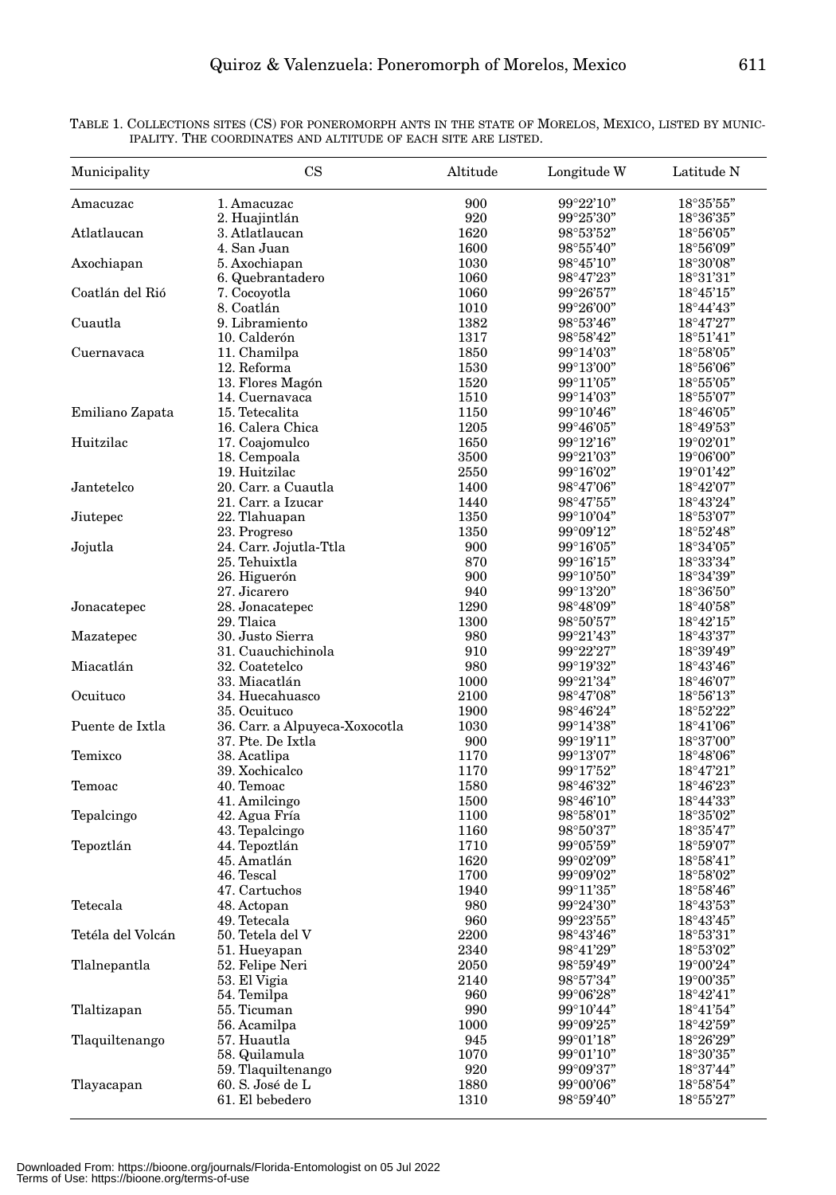TABLE 1. COLLECTIONS SITES (CS) FOR PONEROMORPH ANTS IN THE STATE OF MORELOS, MEXICO, LISTED BY MUNICIPALITY. THE COORDINATES AND ALTITUDE OF EACH SITE ARE LISTED.

| Municipality | CS | Altitude | Longitude W | Latitude N |
|---|---|---|---|---|
| Amacuzac | 1. Amacuzac | 900 | 99°22'10" | 18°35'55" |
| | 2. Huajintlán | 920 | 99°25'30" | 18°36'35" |
| Atlatlaucan | 3. Atlatlaucan | 1620 | 98°53'52" | 18°56'05" |
| | 4. San Juan | 1600 | 98°55'40" | 18°56'09" |
| Axochiapan | 5. Axochiapan | 1030 | 98°45'10" | 18°30'08" |
| | 6. Quebrantadero | 1060 | 98°47'23" | 18°31'31" |
| Coatlán del Rió | 7. Cocoyotla | 1060 | 99°26'57" | 18°45'15" |
| | 8. Coatlán | 1010 | 99°26'00" | 18°44'43" |
| Cuautla | 9. Libramiento | 1382 | 98°53'46" | 18°47'27" |
| | 10. Calderón | 1317 | 98°58'42" | 18°51'41" |
| Cuernavaca | 11. Chamilpa | 1850 | 99°14'03" | 18°58'05" |
| | 12. Reforma | 1530 | 99°13'00" | 18°56'06" |
| | 13. Flores Magón | 1520 | 99°11'05" | 18°55'05" |
| | 14. Cuernavaca | 1510 | 99°14'03" | 18°55'07" |
| Emiliano Zapata | 15. Tetecalita | 1150 | 99°10'46" | 18°46'05" |
| | 16. Calera Chica | 1205 | 99°46'05" | 18°49'53" |
| Huitzilac | 17. Coajomulco | 1650 | 99°12'16" | 19°02'01" |
| | 18. Cempoala | 3500 | 99°21'03" | 19°06'00" |
| | 19. Huitzilac | 2550 | 99°16'02" | 19°01'42" |
| Jantetelco | 20. Carr. a Cuautla | 1400 | 98°47'06" | 18°42'07" |
| | 21. Carr. a Izucar | 1440 | 98°47'55" | 18°43'24" |
| Jiutepec | 22. Tlahuapan | 1350 | 99°10'04" | 18°53'07" |
| | 23. Progreso | 1350 | 99°09'12" | 18°52'48" |
| Jojutla | 24. Carr. Jojutla-Ttla | 900 | 99°16'05" | 18°34'05" |
| | 25. Tehuixtla | 870 | 99°16'15" | 18°33'34" |
| | 26. Higuerón | 900 | 99°10'50" | 18°34'39" |
| | 27. Jicarero | 940 | 99°13'20" | 18°36'50" |
| Jonacatepec | 28. Jonacatepec | 1290 | 98°48'09" | 18°40'58" |
| | 29. Tlaica | 1300 | 98°50'57" | 18°42'15" |
| Mazatepec | 30. Justo Sierra | 980 | 99°21'43" | 18°43'37" |
| | 31. Cuauchichinola | 910 | 99°22'27" | 18°39'49" |
| Miacatlán | 32. Coatetelco | 980 | 99°19'32" | 18°43'46" |
| | 33. Miacatlán | 1000 | 99°21'34" | 18°46'07" |
| Ocuituco | 34. Huecahuasco | 2100 | 98°47'08" | 18°56'13" |
| | 35. Ocuituco | 1900 | 98°46'24" | 18°52'22" |
| Puente de Ixtla | 36. Carr. a Alpuyeca-Xoxocotla | 1030 | 99°14'38" | 18°41'06" |
| | 37. Pte. De Ixtla | 900 | 99°19'11" | 18°37'00" |
| Temixco | 38. Acatlipa | 1170 | 99°13'07" | 18°48'06" |
| | 39. Xochicalco | 1170 | 99°17'52" | 18°47'21" |
| Temoac | 40. Temoac | 1580 | 98°46'32" | 18°46'23" |
| | 41. Amilcingo | 1500 | 98°46'10" | 18°44'33" |
| Tepalcingo | 42. Agua Fría | 1100 | 98°58'01" | 18°35'02" |
| | 43. Tepalcingo | 1160 | 98°50'37" | 18°35'47" |
| Tepoztlán | 44. Tepoztlán | 1710 | 99°05'59" | 18°59'07" |
| | 45. Amatlán | 1620 | 99°02'09" | 18°58'41" |
| | 46. Tescal | 1700 | 99°09'02" | 18°58'02" |
| | 47. Cartuchos | 1940 | 99°11'35" | 18°58'46" |
| Tetecala | 48. Actopan | 980 | 99°24'30" | 18°43'53" |
| | 49. Tetecala | 960 | 99°23'55" | 18°43'45" |
| Tetéla del Volcán | 50. Tetela del V | 2200 | 98°43'46" | 18°53'31" |
| | 51. Hueyapan | 2340 | 98°41'29" | 18°53'02" |
| Tlalnepantla | 52. Felipe Neri | 2050 | 98°59'49" | 19°00'24" |
| | 53. El Vigia | 2140 | 98°57'34" | 19°00'35" |
| | 54. Temilpa | 960 | 99°06'28" | 18°42'41" |
| Tlaltizapan | 55. Ticuman | 990 | 99°10'44" | 18°41'54" |
| | 56. Acamilpa | 1000 | 99°09'25" | 18°42'59" |
| Tlaquiltenango | 57. Huautla | 945 | 99°01'18" | 18°26'29" |
| | 58. Quilamula | 1070 | 99°01'10" | 18°30'35" |
| | 59. Tlaquiltenango | 920 | 99°09'37" | 18°37'44" |
| Tlayacapan | 60. S. José de L | 1880 | 99°00'06" | 18°58'54" |
| | 61. El bebedero | 1310 | 98°59'40" | 18°55'27" |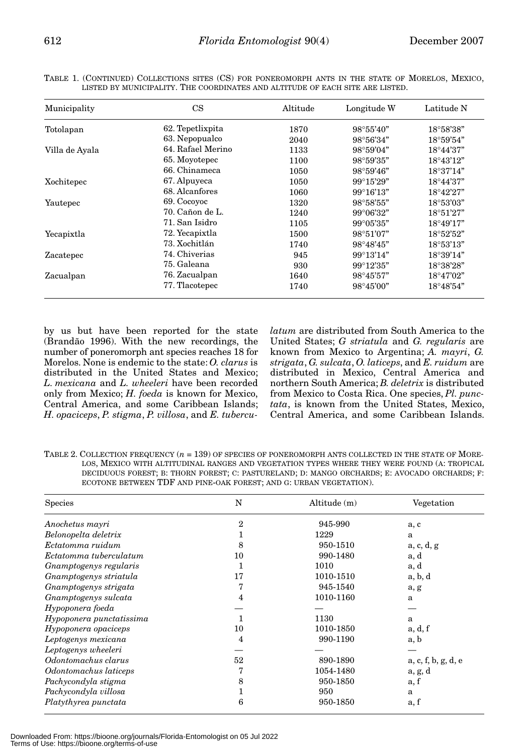TABLE 1. (CONTINUED) COLLECTIONS SITES (CS) FOR PONEROMORPH ANTS IN THE STATE OF MORELOS, MEXICO, LISTED BY MUNICIPALITY. THE COORDINATES AND ALTITUDE OF EACH SITE ARE LISTED.

| Municipality | CS | Altitude | Longitude W | Latitude N |
|---|---|---|---|---|
| Totolapan | 62. Tepetlixpita | 1870 | 98°55'40" | 18°58'38" |
| | 63. Nepopualco | 2040 | 98°56'34" | 18°59'54" |
| Villa de Ayala | 64. Rafael Merino | 1133 | 98°59'04" | 18°44'37" |
| | 65. Moyotepec | 1100 | 98°59'35" | 18°43'12" |
| | 66. Chinameca | 1050 | 98°59'46" | 18°37'14" |
| Xochitepec | 67. Alpuyeca | 1050 | 99°15'29" | 18°44'37" |
| | 68. Alcanfores | 1060 | 99°16'13" | 18°42'27" |
| Yautepec | 69. Cocoyoc | 1320 | 98°58'55" | 18°53'03" |
| | 70. Cañon de L. | 1240 | 99°06'32" | 18°51'27" |
| | 71. San Isidro | 1105 | 99°05'35" | 18°49'17" |
| Yecapixtla | 72. Yecapixtla | 1500 | 98°51'07" | 18°52'52" |
| | 73. Xochitlán | 1740 | 98°48'45" | 18°53'13" |
| Zacatepec | 74. Chiverias | 945 | 99°13'14" | 18°39'14" |
| | 75. Galeana | 930 | 99°12'35" | 18°38'28" |
| Zacualpan | 76. Zacualpan | 1640 | 98°45'57" | 18°47'02" |
| | 77. Tlacotepec | 1740 | 98°45'00" | 18°48'54" |

by us but have been reported for the state (Brandão 1996). With the new recordings, the number of poneromorph ant species reaches 18 for Morelos. None is endemic to the state: *O. clarus* is distributed in the United States and Mexico; *L. mexicana* and *L. wheeleri* have been recorded only from Mexico; *H. foeda* is known for Mexico, Central America, and some Caribbean Islands; *H. opaciceps*, *P. stigma*, *P. villosa*, and *E. tuberculatum* are distributed from South America to the United States; *G striatula* and *G. regularis* are known from Mexico to Argentina; *A. mayri*, *G. strigata*, *G. sulcata*, *O. laticeps*, and *E. ruidum* are distributed in Mexico, Central America and northern South America; *B. deletrix* is distributed from Mexico to Costa Rica. One species, *Pl. punctata*, is known from the United States, Mexico, Central America, and some Caribbean Islands.

TABLE 2. COLLECTION FREQUENCY ($n$ = 139) OF SPECIES OF PONEROMORPH ANTS COLLECTED IN THE STATE OF MORELOS, MEXICO WITH ALTITUDINAL RANGES AND VEGETATION TYPES WHERE THEY WERE FOUND (A: TROPICAL DECIDUOUS FOREST; B: THORN FOREST; C: PASTURELAND; D: MANGO ORCHARDS; E: AVOCADO ORCHARDS; F: ECOTONE BETWEEN TDF AND PINE-OAK FOREST; AND G: URBAN VEGETATION).

| Species | N | Altitude (m) | Vegetation |
|---|---|---|---|
| *Anochetus mayri* | 2 | 945-990 | a, c |
| *Belonopelta deletrix* | 1 | 1229 | a |
| *Ectatomma ruidum* | 8 | 950-1510 | a, c, d, g |
| *Ectatomma tuberculatum* | 10 | 990-1480 | a, d |
| *Gnamptogenys regularis* | 1 | 1010 | a, d |
| *Gnamptogenys striatula* | 17 | 1010-1510 | a, b, d |
| *Gnamptogenys strigata* | 7 | 945-1540 | a, g |
| *Gnamptogenys sulcata* | 4 | 1010-1160 | a |
| *Hypoponera foeda* | — | — | — |
| *Hypoponera punctatissima* | 1 | 1130 | a |
| *Hypoponera opaciceps* | 10 | 1010-1850 | a, d, f |
| *Leptogenys mexicana* | 4 | 990-1190 | a, b |
| *Leptogenys wheeleri* | — | — | — |
| *Odontomachus clarus* | 52 | 890-1890 | a, c, f, b, g, d, e |
| *Odontomachus laticeps* | 7 | 1054-1480 | a, g, d |
| *Pachycondyla stigma* | 8 | 950-1850 | a, f |
| *Pachycondyla villosa* | 1 | 950 | a |
| *Platythyrea punctata* | 6 | 950-1850 | a, f |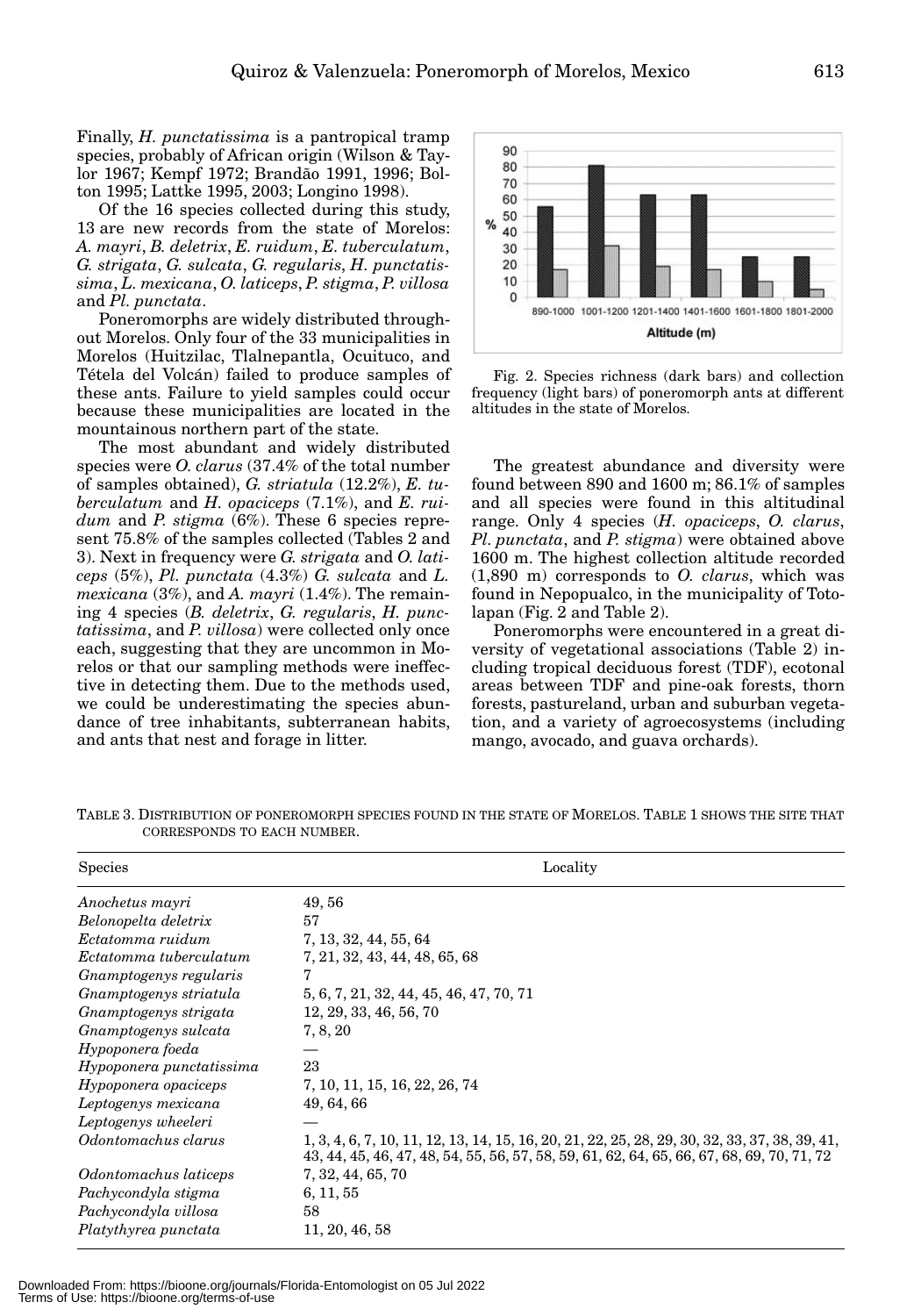Finally, *H. punctatissima* is a pantropical tramp species, probably of African origin (Wilson & Taylor 1967; Kempf 1972; Brandão 1991, 1996; Bolton 1995; Lattke 1995, 2003; Longino 1998).

Of the 16 species collected during this study, 13 are new records from the state of Morelos: *A. mayri*, *B. deletrix*, *E. ruidum*, *E. tuberculatum*, *G. strigata*, *G. sulcata*, *G. regularis*, *H. punctatissima*, *L. mexicana*, *O. laticeps*, *P. stigma*, *P. villosa* and *Pl. punctata*.

Poneromorphs are widely distributed throughout Morelos. Only four of the 33 municipalities in Morelos (Huitzilac, Tlalnepantla, Ocuituco, and Tétela del Volcán) failed to produce samples of these ants. Failure to yield samples could occur because these municipalities are located in the mountainous northern part of the state.

The most abundant and widely distributed species were *O. clarus* (37.4% of the total number of samples obtained), *G. striatula* (12.2%), *E. tuberculatum* and *H. opaciceps* (7.1%), and *E. ruidum* and *P. stigma* (6%). These 6 species represent 75.8% of the samples collected (Tables 2 and 3). Next in frequency were *G. strigata* and *O. laticeps* (5%), *Pl. punctata* (4.3%) *G. sulcata* and *L. mexicana* (3%), and *A. mayri* (1.4%). The remaining 4 species (*B. deletrix*, *G. regularis*, *H. punctatissima*, and *P. villosa*) were collected only once each, suggesting that they are uncommon in Morelos or that our sampling methods were ineffective in detecting them. Due to the methods used, we could be underestimating the species abundance of tree inhabitants, subterranean habits, and ants that nest and forage in litter.

| Altitude (m) | Species richness (%) | Collection frequency (%) |
|---|---|---|
| 890-1000 | 56 | 17 |
| 1001-1200 | 81 | 31 |
| 1201-1400 | 63 | 19 |
| 1401-1600 | 63 | 17 |
| 1601-1800 | 25 | 10 |
| 1801-2000 | 25 | 5 |

Fig. 2. Species richness (dark bars) and collection frequency (light bars) of poneromorph ants at different altitudes in the state of Morelos.

The greatest abundance and diversity were found between 890 and 1600 m; 86.1% of samples and all species were found in this altitudinal range. Only 4 species (*H. opaciceps*, *O. clarus*, *Pl. punctata*, and *P. stigma*) were obtained above 1600 m. The highest collection altitude recorded (1,890 m) corresponds to *O. clarus*, which was found in Nepopualco, in the municipality of Totolapan (Fig. 2 and Table 2).

Poneromorphs were encountered in a great diversity of vegetational associations (Table 2) including tropical deciduous forest (TDF), ecotonal areas between TDF and pine-oak forests, thorn forests, pastureland, urban and suburban vegetation, and a variety of agroecosystems (including mango, avocado, and guava orchards).

TABLE 3. DISTRIBUTION OF PONEROMORPH SPECIES FOUND IN THE STATE OF MORELOS. TABLE 1 SHOWS THE SITE THAT CORRESPONDS TO EACH NUMBER.

| Species | Locality |
|---|---|
| *Anochetus mayri* | 49, 56 |
| *Belonopelta deletrix* | 57 |
| *Ectatomma ruidum* | 7, 13, 32, 44, 55, 64 |
| *Ectatomma tuberculatum* | 7, 21, 32, 43, 44, 48, 65, 68 |
| *Gnamptogenys regularis* | 7 |
| *Gnamptogenys striatula* | 5, 6, 7, 21, 32, 44, 45, 46, 47, 70, 71 |
| *Gnamptogenys strigata* | 12, 29, 33, 46, 56, 70 |
| *Gnamptogenys sulcata* | 7, 8, 20 |
| *Hypoponera foeda* | — |
| *Hypoponera punctatissima* | 23 |
| *Hypoponera opaciceps* | 7, 10, 11, 15, 16, 22, 26, 74 |
| *Leptogenys mexicana* | 49, 64, 66 |
| *Leptogenys wheeleri* | — |
| *Odontomachus clarus* | 1, 3, 4, 6, 7, 10, 11, 12, 13, 14, 15, 16, 20, 21, 22, 25, 28, 29, 30, 32, 33, 37, 38, 39, 41, 43, 44, 45, 46, 47, 48, 54, 55, 56, 57, 58, 59, 61, 62, 64, 65, 66, 67, 68, 69, 70, 71, 72 |
| *Odontomachus laticeps* | 7, 32, 44, 65, 70 |
| *Pachycondyla stigma* | 6, 11, 55 |
| *Pachycondyla villosa* | 58 |
| *Platythyrea punctata* | 11, 20, 46, 58 |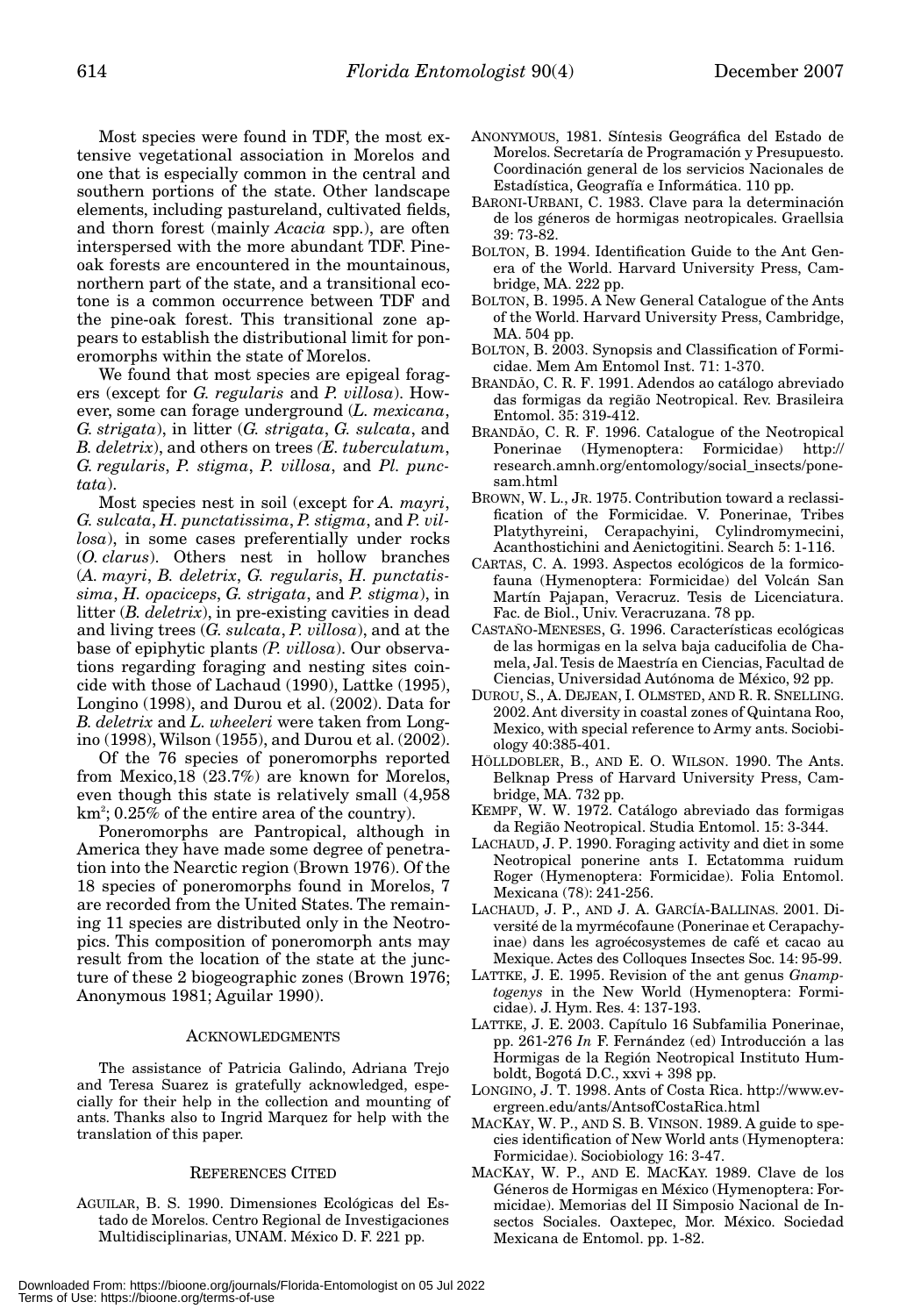Most species were found in TDF, the most extensive vegetational association in Morelos and one that is especially common in the central and southern portions of the state. Other landscape elements, including pastureland, cultivated fields, and thorn forest (mainly *Acacia* spp.), are often interspersed with the more abundant TDF. Pine-oak forests are encountered in the mountainous, northern part of the state, and a transitional ecotone is a common occurrence between TDF and the pine-oak forest. This transitional zone appears to establish the distributional limit for poneromorphs within the state of Morelos.

We found that most species are epigeal foragers (except for *G. regularis* and *P. villosa*). However, some can forage underground (*L. mexicana*, *G. strigata*), in litter (*G. strigata*, *G. sulcata*, and *B. deletrix*), and others on trees *(E. tuberculatum*, *G. regularis*, *P. stigma*, *P. villosa*, and *Pl. punctata*).

Most species nest in soil (except for *A. mayri*, *G. sulcata*, *H. punctatissima*, *P. stigma*, and *P. villosa*), in some cases preferentially under rocks (*O. clarus*). Others nest in hollow branches (*A. mayri*, *B. deletrix*, *G. regularis*, *H. punctatissima*, *H. opaciceps*, *G. strigata*, and *P. stigma*), in litter (*B. deletrix*), in pre-existing cavities in dead and living trees (*G. sulcata*, *P. villosa*), and at the base of epiphytic plants *(P. villosa*). Our observations regarding foraging and nesting sites coincide with those of Lachaud (1990), Lattke (1995), Longino (1998), and Durou et al. (2002). Data for *B. deletrix* and *L. wheeleri* were taken from Longino (1998), Wilson (1955), and Durou et al. (2002).

Of the 76 species of poneromorphs reported from Mexico,18 (23.7%) are known for Morelos, even though this state is relatively small (4,958 $km^2$; 0.25% of the entire area of the country).

Poneromorphs are Pantropical, although in America they have made some degree of penetration into the Nearctic region (Brown 1976). Of the 18 species of poneromorphs found in Morelos, 7 are recorded from the United States. The remaining 11 species are distributed only in the Neotropics. This composition of poneromorph ants may result from the location of the state at the juncture of these 2 biogeographic zones (Brown 1976; Anonymous 1981; Aguilar 1990).

## ACKNOWLEDGMENTS

The assistance of Patricia Galindo, Adriana Trejo and Teresa Suarez is gratefully acknowledged, especially for their help in the collection and mounting of ants. Thanks also to Ingrid Marquez for help with the translation of this paper.

## REFERENCES CITED

AGUILAR, B. S. 1990. Dimensiones Ecológicas del Estado de Morelos. Centro Regional de Investigaciones Multidisciplinarias, UNAM. México D. F. 221 pp.

ANONYMOUS, 1981. Síntesis Geográfica del Estado de Morelos. Secretaría de Programación y Presupuesto. Coordinación general de los servicios Nacionales de Estadística, Geografía e Informática. 110 pp.

BARONI-URBANI, C. 1983. Clave para la determinación de los géneros de hormigas neotropicales. Graellsia 39: 73-82.

BOLTON, B. 1994. Identification Guide to the Ant Genera of the World. Harvard University Press, Cambridge, MA. 222 pp.

BOLTON, B. 1995. A New General Catalogue of the Ants of the World. Harvard University Press, Cambridge, MA. 504 pp.

BOLTON, B. 2003. Synopsis and Classification of Formicidae. Mem Am Entomol Inst. 71: 1-370.

BRANDÃO, C. R. F. 1991. Adendos ao catálogo abreviado das formigas da região Neotropical. Rev. Brasileira Entomol. 35: 319-412.

BRANDÃO, C. R. F. 1996. Catalogue of the Neotropical Ponerinae (Hymenoptera: Formicidae) http://research.amnh.org/entomology/social_insects/ponesam.html

BROWN, W. L., JR. 1975. Contribution toward a reclassification of the Formicidae. V. Ponerinae, Tribes Platythyreini, Cerapachyini, Cylindromymecini, Acanthostichini and Aenictogitini. Search 5: 1-116.

CARTAS, C. A. 1993. Aspectos ecológicos de la formicofauna (Hymenoptera: Formicidae) del Volcán San Martín Pajapan, Veracruz. Tesis de Licenciatura. Fac. de Biol., Univ. Veracruzana. 78 pp.

CASTAÑO-MENESES, G. 1996. Características ecológicas de las hormigas en la selva baja caducifolia de Chamela, Jal. Tesis de Maestría en Ciencias, Facultad de Ciencias, Universidad Autónoma de México, 92 pp.

DUROU, S., A. DEJEAN, I. OLMSTED, AND R. R. SNELLING. 2002. Ant diversity in coastal zones of Quintana Roo, Mexico, with special reference to Army ants. Sociobiology 40:385-401.

HÖLLDOBLER, B., AND E. O. WILSON. 1990. The Ants. Belknap Press of Harvard University Press, Cambridge, MA. 732 pp.

KEMPF, W. W. 1972. Catálogo abreviado das formigas da Região Neotropical. Studia Entomol. 15: 3-344.

LACHAUD, J. P. 1990. Foraging activity and diet in some Neotropical ponerine ants I. Ectatomma ruidum Roger (Hymenoptera: Formicidae). Folia Entomol. Mexicana (78): 241-256.

LACHAUD, J. P., AND J. A. GARCÍA-BALLINAS. 2001. Diversité de la myrmécofaune (Ponerinae et Cerapachyinae) dans les agroécosystemes de café et cacao au Mexique. Actes des Colloques Insectes Soc. 14: 95-99.

LATTKE, J. E. 1995. Revision of the ant genus *Gnamptogenys* in the New World (Hymenoptera: Formicidae). J. Hym. Res. 4: 137-193.

LATTKE, J. E. 2003. Capítulo 16 Subfamilia Ponerinae, pp. 261-276 *In* F. Fernández (ed) Introducción a las Hormigas de la Región Neotropical Instituto Humboldt, Bogotá D.C., xxvi + 398 pp.

LONGINO, J. T. 1998. Ants of Costa Rica. http://www.evergreen.edu/ants/AntsofCostaRica.html

MACKAY, W. P., AND S. B. VINSON. 1989. A guide to species identification of New World ants (Hymenoptera: Formicidae). Sociobiology 16: 3-47.

MACKAY, W. P., AND E. MACKAY. 1989. Clave de los Géneros de Hormigas en México (Hymenoptera: Formicidae). Memorias del II Simposio Nacional de Insectos Sociales. Oaxtepec, Mor. México. Sociedad Mexicana de Entomol. pp. 1-82.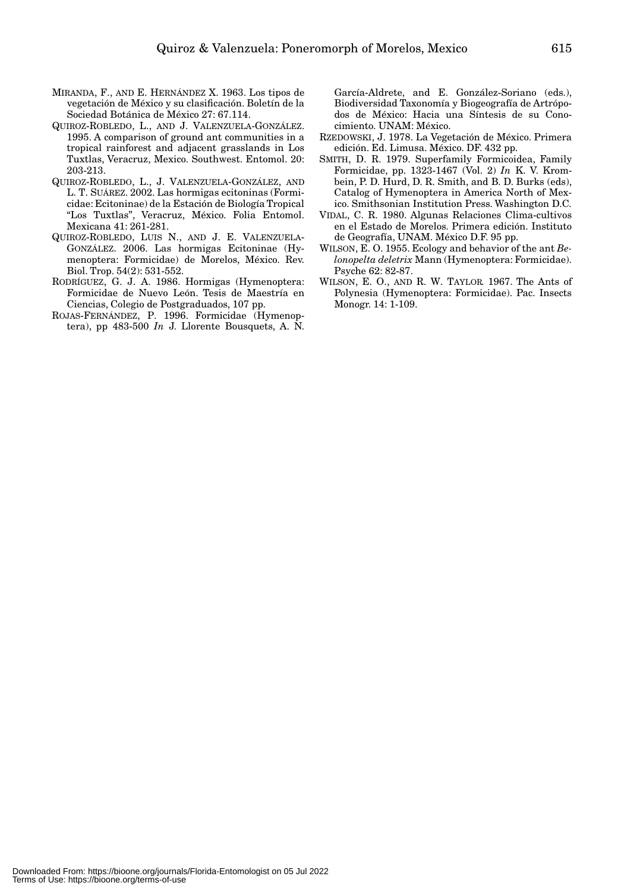MIRANDA, F., AND E. HERNÁNDEZ X. 1963. Los tipos de vegetación de México y su clasificación. Boletín de la Sociedad Botánica de México 27: 67.114.

QUIROZ-ROBLEDO, L., AND J. VALENZUELA-GONZÁLEZ. 1995. A comparison of ground ant communities in a tropical rainforest and adjacent grasslands in Los Tuxtlas, Veracruz, Mexico. Southwest. Entomol. 20: 203-213.

QUIROZ-ROBLEDO, L., J. VALENZUELA-GONZÁLEZ, AND L. T. SUÁREZ. 2002. Las hormigas ecitoninas (Formicidae: Ecitoninae) de la Estación de Biología Tropical "Los Tuxtlas", Veracruz, México. Folia Entomol. Mexicana 41: 261-281.

QUIROZ-ROBLEDO, LUIS N., AND J. E. VALENZUELA-GONZÁLEZ. 2006. Las hormigas Ecitoninae (Hymenoptera: Formicidae) de Morelos, México. Rev. Biol. Trop. 54(2): 531-552.

RODRÍGUEZ, G. J. A. 1986. Hormigas (Hymenoptera: Formicidae de Nuevo León. Tesis de Maestría en Ciencias, Colegio de Postgraduados, 107 pp.

ROJAS-FERNÁNDEZ, P. 1996. Formicidae (Hymenoptera), pp 483-500 *In* J. Llorente Bousquets, A. N. García-Aldrete, and E. González-Soriano (eds.), Biodiversidad Taxonomía y Biogeografía de Artrópodos de México: Hacia una Síntesis de su Conocimiento. UNAM: México.

RZEDOWSKI, J. 1978. La Vegetación de México. Primera edición. Ed. Limusa. México. DF. 432 pp.

SMITH, D. R. 1979. Superfamily Formicoidea, Family Formicidae, pp. 1323-1467 (Vol. 2) *In* K. V. Krombein, P. D. Hurd, D. R. Smith, and B. D. Burks (eds), Catalog of Hymenoptera in America North of Mexico. Smithsonian Institution Press. Washington D.C.

VIDAL, C. R. 1980. Algunas Relaciones Clima-cultivos en el Estado de Morelos. Primera edición. Instituto de Geografía, UNAM. México D.F. 95 pp.

WILSON, E. O. 1955. Ecology and behavior of the ant *Belonopelta deletrix* Mann (Hymenoptera: Formicidae). Psyche 62: 82-87.

WILSON, E. O., AND R. W. TAYLOR. 1967. The Ants of Polynesia (Hymenoptera: Formicidae). Pac. Insects Monogr. 14: 1-109.